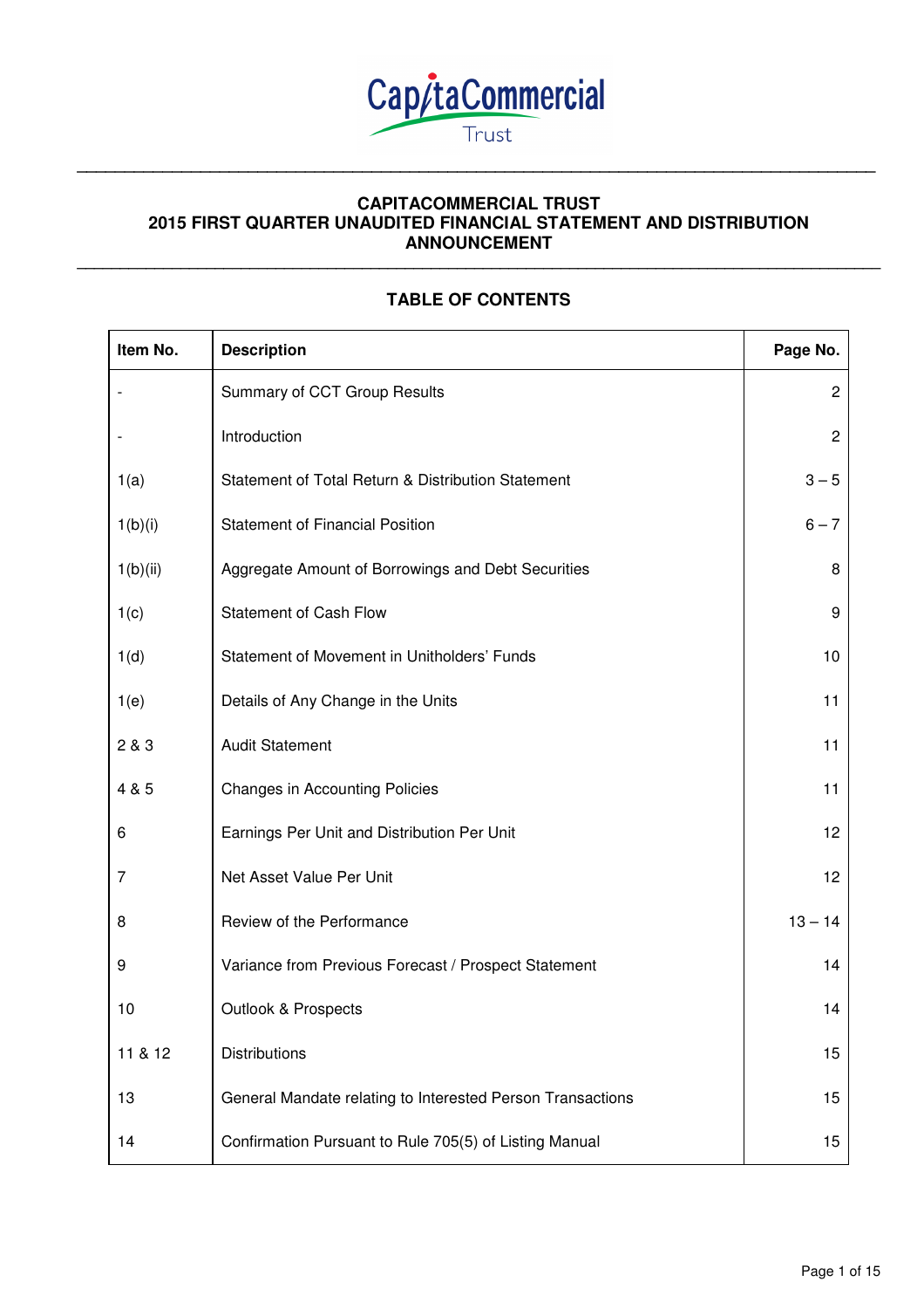CapitaCommercial Trust

# CAPITACOMMERCIAL TRUST
# 2015 FIRST QUARTER UNAUDITED FINANCIAL STATEMENT AND DISTRIBUTION ANNOUNCEMENT

## TABLE OF CONTENTS

| Item No. | Description | Page No. |
|---|---|---|
| - | Summary of CCT Group Results | 2 |
| - | Introduction | 2 |
| 1(a) | Statement of Total Return & Distribution Statement | 3 – 5 |
| 1(b)(i) | Statement of Financial Position | 6 – 7 |
| 1(b)(ii) | Aggregate Amount of Borrowings and Debt Securities | 8 |
| 1(c) | Statement of Cash Flow | 9 |
| 1(d) | Statement of Movement in Unitholders' Funds | 10 |
| 1(e) | Details of Any Change in the Units | 11 |
| 2 & 3 | Audit Statement | 11 |
| 4 & 5 | Changes in Accounting Policies | 11 |
| 6 | Earnings Per Unit and Distribution Per Unit | 12 |
| 7 | Net Asset Value Per Unit | 12 |
| 8 | Review of the Performance | 13 – 14 |
| 9 | Variance from Previous Forecast / Prospect Statement | 14 |
| 10 | Outlook & Prospects | 14 |
| 11 & 12 | Distributions | 15 |
| 13 | General Mandate relating to Interested Person Transactions | 15 |
| 14 | Confirmation Pursuant to Rule 705(5) of Listing Manual | 15 |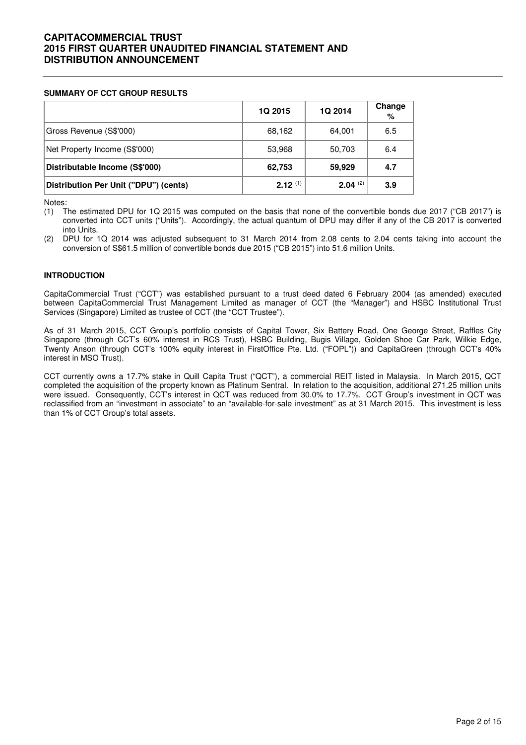# CAPITACOMMERCIAL TRUST
# 2015 FIRST QUARTER UNAUDITED FINANCIAL STATEMENT AND DISTRIBUTION ANNOUNCEMENT

### SUMMARY OF CCT GROUP RESULTS

| | 1Q 2015 | 1Q 2014 | Change % |
|---|---|---|---|
| Gross Revenue (S$'000) | 68,162 | 64,001 | 6.5 |
| Net Property Income (S$'000) | 53,968 | 50,703 | 6.4 |
| **Distributable Income (S$'000)** | **62,753** | **59,929** | **4.7** |
| **Distribution Per Unit ("DPU") (cents)** | **2.12** [(1)] | **2.04** [(2)] | **3.9** |

Notes:

(1) The estimated DPU for 1Q 2015 was computed on the basis that none of the convertible bonds due 2017 ("CB 2017") is converted into CCT units ("Units"). Accordingly, the actual quantum of DPU may differ if any of the CB 2017 is converted into Units.

(2) DPU for 1Q 2014 was adjusted subsequent to 31 March 2014 from 2.08 cents to 2.04 cents taking into account the conversion of S$61.5 million of convertible bonds due 2015 ("CB 2015") into 51.6 million Units.

### INTRODUCTION

CapitaCommercial Trust ("CCT") was established pursuant to a trust deed dated 6 February 2004 (as amended) executed between CapitaCommercial Trust Management Limited as manager of CCT (the "Manager") and HSBC Institutional Trust Services (Singapore) Limited as trustee of CCT (the "CCT Trustee").

As of 31 March 2015, CCT Group's portfolio consists of Capital Tower, Six Battery Road, One George Street, Raffles City Singapore (through CCT's 60% interest in RCS Trust), HSBC Building, Bugis Village, Golden Shoe Car Park, Wilkie Edge, Twenty Anson (through CCT's 100% equity interest in FirstOffice Pte. Ltd. ("FOPL")) and CapitaGreen (through CCT's 40% interest in MSO Trust).

CCT currently owns a 17.7% stake in Quill Capita Trust ("QCT"), a commercial REIT listed in Malaysia. In March 2015, QCT completed the acquisition of the property known as Platinum Sentral. In relation to the acquisition, additional 271.25 million units were issued. Consequently, CCT's interest in QCT was reduced from 30.0% to 17.7%. CCT Group's investment in QCT was reclassified from an "investment in associate" to an "available-for-sale investment" as at 31 March 2015. This investment is less than 1% of CCT Group's total assets.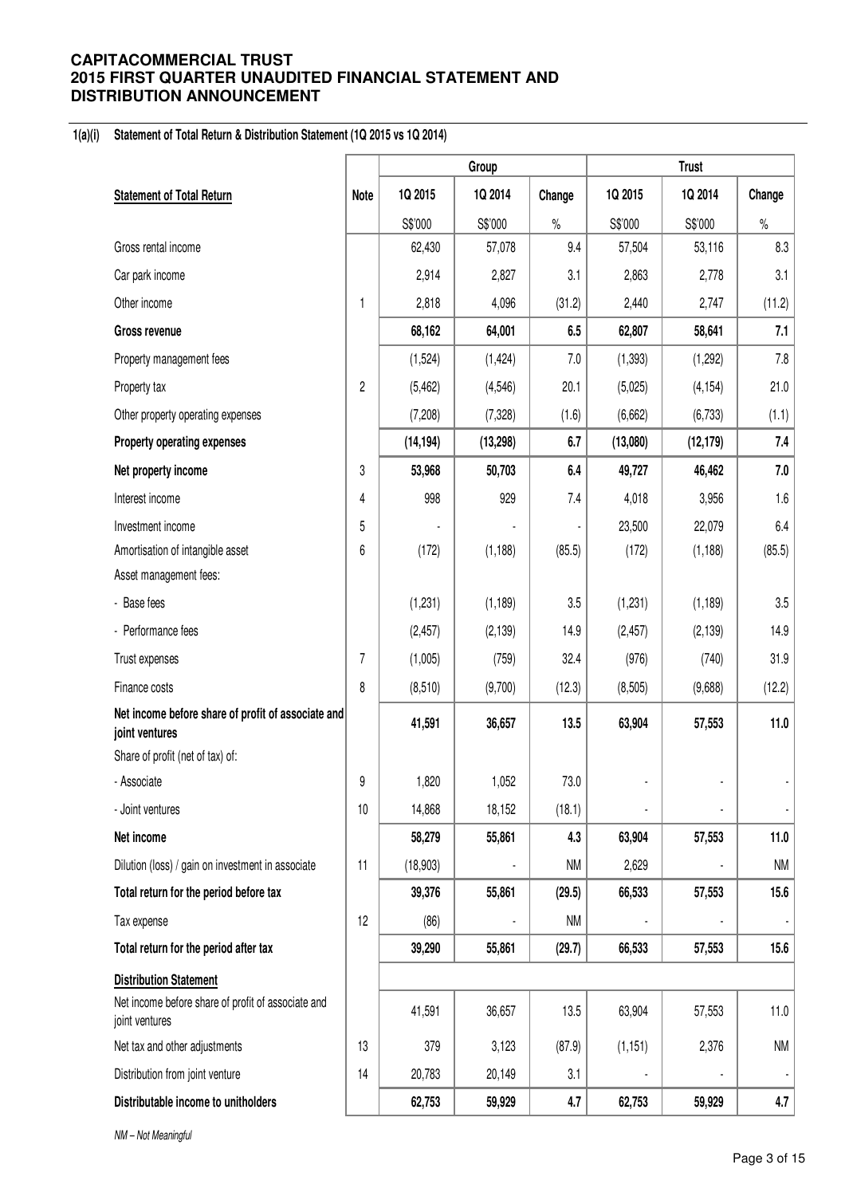# CAPITACOMMERCIAL TRUST
# 2015 FIRST QUARTER UNAUDITED FINANCIAL STATEMENT AND DISTRIBUTION ANNOUNCEMENT

**1(a)(i) Statement of Total Return & Distribution Statement (1Q 2015 vs 1Q 2014)**

| | | Group | | | Trust | | |
|---|---|---|---|---|---|---|---|
| **Statement of Total Return** | **Note** | **1Q 2015** | **1Q 2014** | **Change** | **1Q 2015** | **1Q 2014** | **Change** |
| | | S$'000 | S$'000 | % | S$'000 | S$'000 | % |
| Gross rental income | | 62,430 | 57,078 | 9.4 | 57,504 | 53,116 | 8.3 |
| Car park income | | 2,914 | 2,827 | 3.1 | 2,863 | 2,778 | 3.1 |
| Other income | 1 | 2,818 | 4,096 | (31.2) | 2,440 | 2,747 | (11.2) |
| **Gross revenue** | | **68,162** | **64,001** | **6.5** | **62,807** | **58,641** | **7.1** |
| Property management fees | | (1,524) | (1,424) | 7.0 | (1,393) | (1,292) | 7.8 |
| Property tax | 2 | (5,462) | (4,546) | 20.1 | (5,025) | (4,154) | 21.0 |
| Other property operating expenses | | (7,208) | (7,328) | (1.6) | (6,662) | (6,733) | (1.1) |
| **Property operating expenses** | | **(14,194)** | **(13,298)** | **6.7** | **(13,080)** | **(12,179)** | **7.4** |
| **Net property income** | 3 | **53,968** | **50,703** | **6.4** | **49,727** | **46,462** | **7.0** |
| Interest income | 4 | 998 | 929 | 7.4 | 4,018 | 3,956 | 1.6 |
| Investment income | 5 | - | - | - | 23,500 | 22,079 | 6.4 |
| Amortisation of intangible asset | 6 | (172) | (1,188) | (85.5) | (172) | (1,188) | (85.5) |
| Asset management fees: | | | | | | | |
| - Base fees | | (1,231) | (1,189) | 3.5 | (1,231) | (1,189) | 3.5 |
| - Performance fees | | (2,457) | (2,139) | 14.9 | (2,457) | (2,139) | 14.9 |
| Trust expenses | 7 | (1,005) | (759) | 32.4 | (976) | (740) | 31.9 |
| Finance costs | 8 | (8,510) | (9,700) | (12.3) | (8,505) | (9,688) | (12.2) |
| **Net income before share of profit of associate and joint ventures** | | **41,591** | **36,657** | **13.5** | **63,904** | **57,553** | **11.0** |
| Share of profit (net of tax) of: | | | | | | | |
| - Associate | 9 | 1,820 | 1,052 | 73.0 | - | - | - |
| - Joint ventures | 10 | 14,868 | 18,152 | (18.1) | - | - | - |
| **Net income** | | **58,279** | **55,861** | **4.3** | **63,904** | **57,553** | **11.0** |
| Dilution (loss) / gain on investment in associate | 11 | (18,903) | - | NM | 2,629 | - | NM |
| **Total return for the period before tax** | | **39,376** | **55,861** | **(29.5)** | **66,533** | **57,553** | **15.6** |
| Tax expense | 12 | (86) | - | NM | - | - | - |
| **Total return for the period after tax** | | **39,290** | **55,861** | **(29.7)** | **66,533** | **57,553** | **15.6** |
| **Distribution Statement** | | | | | | | |
| Net income before share of profit of associate and joint ventures | | 41,591 | 36,657 | 13.5 | 63,904 | 57,553 | 11.0 |
| Net tax and other adjustments | 13 | 379 | 3,123 | (87.9) | (1,151) | 2,376 | NM |
| Distribution from joint venture | 14 | 20,783 | 20,149 | 3.1 | - | - | - |
| **Distributable income to unitholders** | | **62,753** | **59,929** | **4.7** | **62,753** | **59,929** | **4.7** |

*NM – Not Meaningful*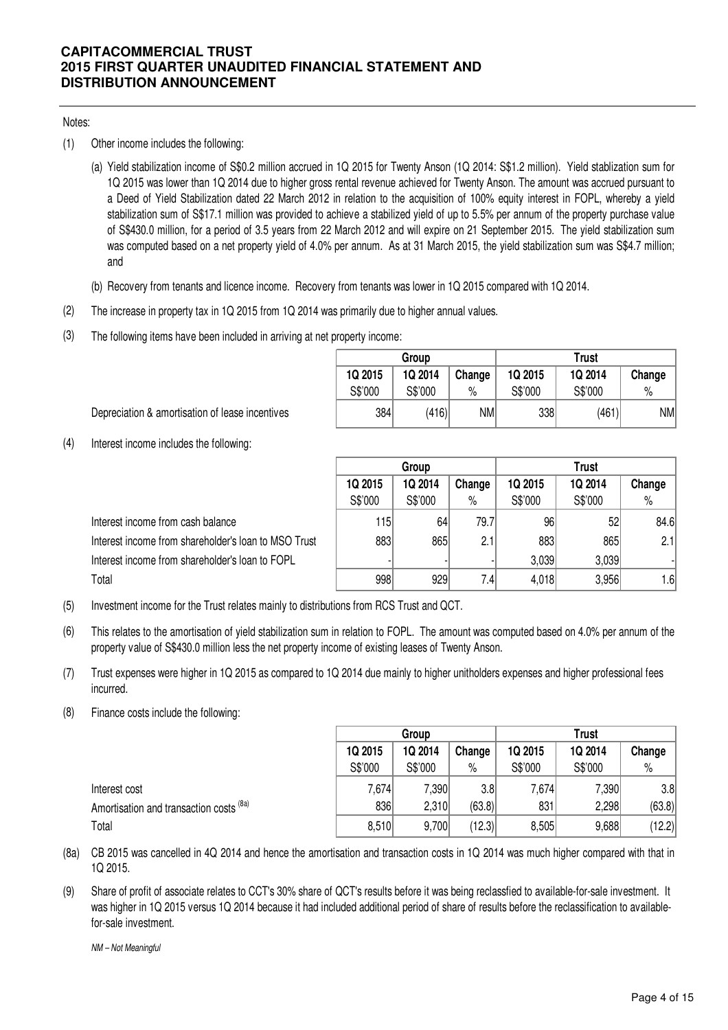Notes:

(1) Other income includes the following:

   (a) Yield stabilization income of S$0.2 million accrued in 1Q 2015 for Twenty Anson (1Q 2014: S$1.2 million). Yield stablization sum for 1Q 2015 was lower than 1Q 2014 due to higher gross rental revenue achieved for Twenty Anson. The amount was accrued pursuant to a Deed of Yield Stabilization dated 22 March 2012 in relation to the acquisition of 100% equity interest in FOPL, whereby a yield stabilization sum of S$17.1 million was provided to achieve a stabilized yield of up to 5.5% per annum of the property purchase value of S$430.0 million, for a period of 3.5 years from 22 March 2012 and will expire on 21 September 2015. The yield stabilization sum was computed based on a net property yield of 4.0% per annum. As at 31 March 2015, the yield stabilization sum was S$4.7 million; and

   (b) Recovery from tenants and licence income. Recovery from tenants was lower in 1Q 2015 compared with 1Q 2014.

(2) The increase in property tax in 1Q 2015 from 1Q 2014 was primarily due to higher annual values.

(3) The following items have been included in arriving at net property income:

| | Group | | | Trust | | |
|---|---|---|---|---|---|---|
| | 1Q 2015 | 1Q 2014 | Change | 1Q 2015 | 1Q 2014 | Change |
| | S$'000 | S$'000 | % | S$'000 | S$'000 | % |
| Depreciation & amortisation of lease incentives | 384 | (416) | NM | 338 | (461) | NM |

(4) Interest income includes the following:

| | Group | | | Trust | | |
|---|---|---|---|---|---|---|
| | 1Q 2015 | 1Q 2014 | Change | 1Q 2015 | 1Q 2014 | Change |
| | S$'000 | S$'000 | % | S$'000 | S$'000 | % |
| Interest income from cash balance | 115 | 64 | 79.7 | 96 | 52 | 84.6 |
| Interest income from shareholder's loan to MSO Trust | 883 | 865 | 2.1 | 883 | 865 | 2.1 |
| Interest income from shareholder's loan to FOPL | - | - | - | 3,039 | 3,039 | - |
| Total | 998 | 929 | 7.4 | 4,018 | 3,956 | 1.6 |

(5) Investment income for the Trust relates mainly to distributions from RCS Trust and QCT.

(6) This relates to the amortisation of yield stabilization sum in relation to FOPL. The amount was computed based on 4.0% per annum of the property value of S$430.0 million less the net property income of existing leases of Twenty Anson.

(7) Trust expenses were higher in 1Q 2015 as compared to 1Q 2014 due mainly to higher unitholders expenses and higher professional fees incurred.

(8) Finance costs include the following:

| | Group | | | Trust | | |
|---|---|---|---|---|---|---|
| | 1Q 2015 | 1Q 2014 | Change | 1Q 2015 | 1Q 2014 | Change |
| | S$'000 | S$'000 | % | S$'000 | S$'000 | % |
| Interest cost | 7,674 | 7,390 | 3.8 | 7,674 | 7,390 | 3.8 |
| Amortisation and transaction costs (8a) | 836 | 2,310 | (63.8) | 831 | 2,298 | (63.8) |
| Total | 8,510 | 9,700 | (12.3) | 8,505 | 9,688 | (12.2) |

(8a) CB 2015 was cancelled in 4Q 2014 and hence the amortisation and transaction costs in 1Q 2014 was much higher compared with that in 1Q 2015.

(9) Share of profit of associate relates to CCT's 30% share of QCT's results before it was being reclassfied to available-for-sale investment. It was higher in 1Q 2015 versus 1Q 2014 because it had included additional period of share of results before the reclassification to available-for-sale investment.

*NM – Not Meaningful*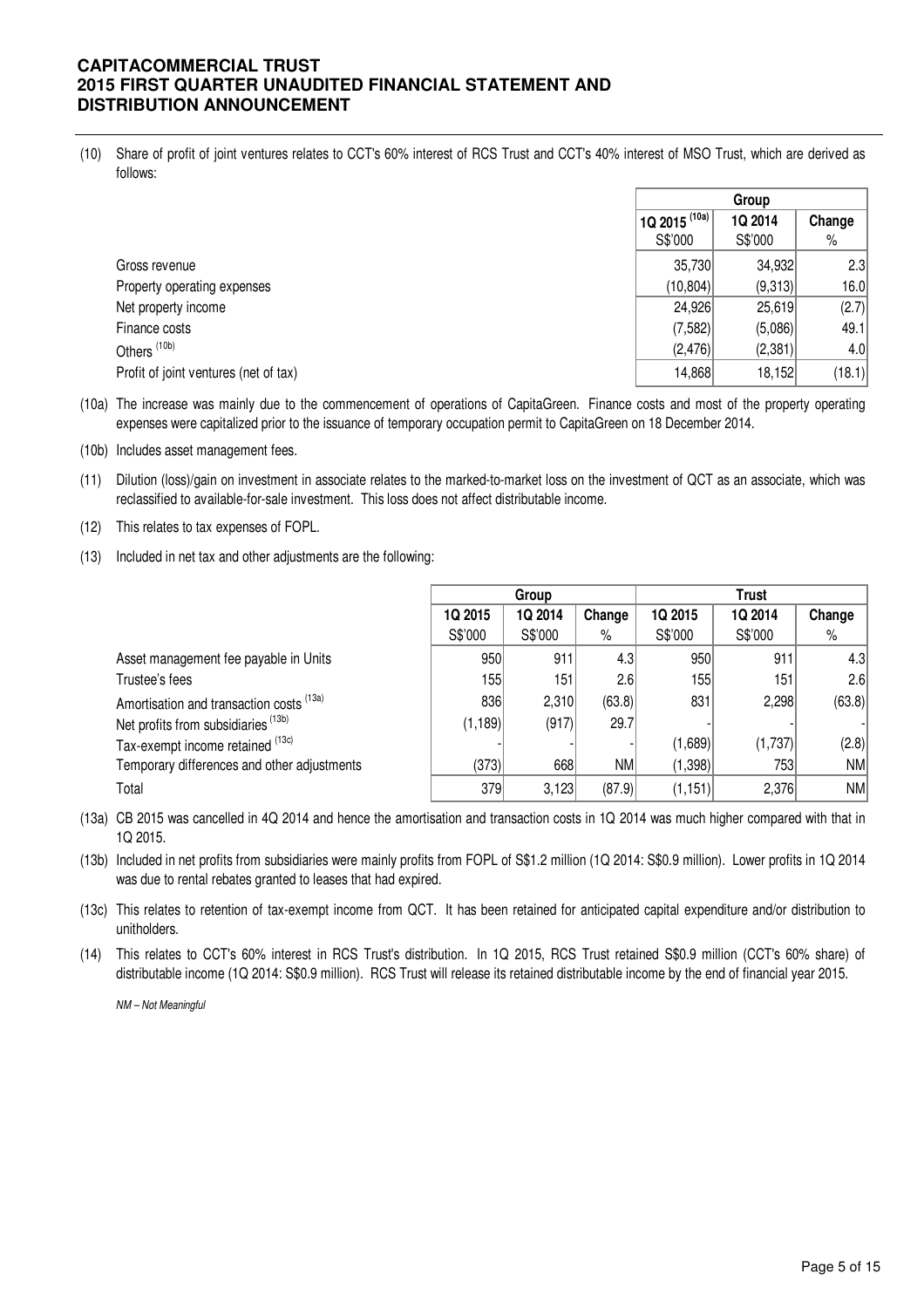(10) Share of profit of joint ventures relates to CCT's 60% interest of RCS Trust and CCT's 40% interest of MSO Trust, which are derived as follows:

| | Group | | |
|---|---|---|---|
| | 1Q 2015 [(10a)] | 1Q 2014 | Change |
| | S$'000 | S$'000 | % |
| Gross revenue | 35,730 | 34,932 | 2.3 |
| Property operating expenses | (10,804) | (9,313) | 16.0 |
| Net property income | 24,926 | 25,619 | (2.7) |
| Finance costs | (7,582) | (5,086) | 49.1 |
| Others [(10b)] | (2,476) | (2,381) | 4.0 |
| Profit of joint ventures (net of tax) | 14,868 | 18,152 | (18.1) |

(10a) The increase was mainly due to the commencement of operations of CapitaGreen. Finance costs and most of the property operating expenses were capitalized prior to the issuance of temporary occupation permit to CapitaGreen on 18 December 2014.

(10b) Includes asset management fees.

(11) Dilution (loss)/gain on investment in associate relates to the marked-to-market loss on the investment of QCT as an associate, which was reclassified to available-for-sale investment. This loss does not affect distributable income.

(12) This relates to tax expenses of FOPL.

(13) Included in net tax and other adjustments are the following:

| | Group | | | Trust | | |
|---|---|---|---|---|---|---|
| | 1Q 2015 | 1Q 2014 | Change | 1Q 2015 | 1Q 2014 | Change |
| | S$'000 | S$'000 | % | S$'000 | S$'000 | % |
| Asset management fee payable in Units | 950 | 911 | 4.3 | 950 | 911 | 4.3 |
| Trustee's fees | 155 | 151 | 2.6 | 155 | 151 | 2.6 |
| Amortisation and transaction costs [(13a)] | 836 | 2,310 | (63.8) | 831 | 2,298 | (63.8) |
| Net profits from subsidiaries [(13b)] | (1,189) | (917) | 29.7 | - | - | - |
| Tax-exempt income retained [(13c)] | - | - | - | (1,689) | (1,737) | (2.8) |
| Temporary differences and other adjustments | (373) | 668 | NM | (1,398) | 753 | NM |
| Total | 379 | 3,123 | (87.9) | (1,151) | 2,376 | NM |

(13a) CB 2015 was cancelled in 4Q 2014 and hence the amortisation and transaction costs in 1Q 2014 was much higher compared with that in 1Q 2015.

(13b) Included in net profits from subsidiaries were mainly profits from FOPL of S$1.2 million (1Q 2014: S$0.9 million). Lower profits in 1Q 2014 was due to rental rebates granted to leases that had expired.

(13c) This relates to retention of tax-exempt income from QCT. It has been retained for anticipated capital expenditure and/or distribution to unitholders.

(14) This relates to CCT's 60% interest in RCS Trust's distribution. In 1Q 2015, RCS Trust retained S$0.9 million (CCT's 60% share) of distributable income (1Q 2014: S$0.9 million). RCS Trust will release its retained distributable income by the end of financial year 2015.

*NM – Not Meaningful*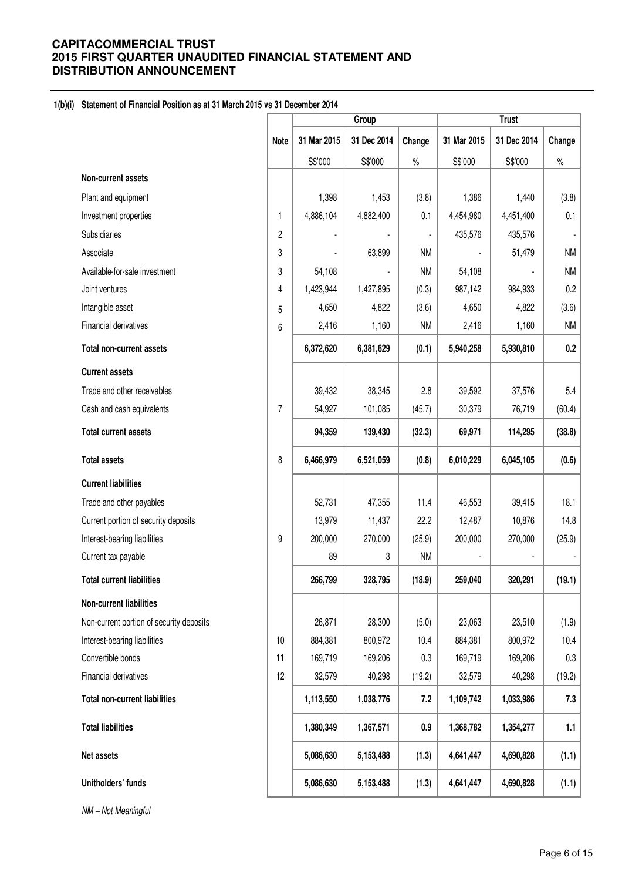# CAPITACOMMERCIAL TRUST
# 2015 FIRST QUARTER UNAUDITED FINANCIAL STATEMENT AND DISTRIBUTION ANNOUNCEMENT

**1(b)(i) Statement of Financial Position as at 31 March 2015 vs 31 December 2014**

| | Note | Group | | | Trust | | |
|---|---|---|---|---|---|---|---|
| | | 31 Mar 2015 | 31 Dec 2014 | Change | 31 Mar 2015 | 31 Dec 2014 | Change |
| | | S$'000 | S$'000 | % | S$'000 | S$'000 | % |
| **Non-current assets** | | | | | | | |
| Plant and equipment | | 1,398 | 1,453 | (3.8) | 1,386 | 1,440 | (3.8) |
| Investment properties | 1 | 4,886,104 | 4,882,400 | 0.1 | 4,454,980 | 4,451,400 | 0.1 |
| Subsidiaries | 2 | - | - | - | 435,576 | 435,576 | - |
| Associate | 3 | - | 63,899 | NM | - | 51,479 | NM |
| Available-for-sale investment | 3 | 54,108 | - | NM | 54,108 | - | NM |
| Joint ventures | 4 | 1,423,944 | 1,427,895 | (0.3) | 987,142 | 984,933 | 0.2 |
| Intangible asset | 5 | 4,650 | 4,822 | (3.6) | 4,650 | 4,822 | (3.6) |
| Financial derivatives | 6 | 2,416 | 1,160 | NM | 2,416 | 1,160 | NM |
| **Total non-current assets** | | **6,372,620** | **6,381,629** | **(0.1)** | **5,940,258** | **5,930,810** | **0.2** |
| **Current assets** | | | | | | | |
| Trade and other receivables | | 39,432 | 38,345 | 2.8 | 39,592 | 37,576 | 5.4 |
| Cash and cash equivalents | 7 | 54,927 | 101,085 | (45.7) | 30,379 | 76,719 | (60.4) |
| **Total current assets** | | **94,359** | **139,430** | **(32.3)** | **69,971** | **114,295** | **(38.8)** |
| **Total assets** | 8 | **6,466,979** | **6,521,059** | **(0.8)** | **6,010,229** | **6,045,105** | **(0.6)** |
| **Current liabilities** | | | | | | | |
| Trade and other payables | | 52,731 | 47,355 | 11.4 | 46,553 | 39,415 | 18.1 |
| Current portion of security deposits | | 13,979 | 11,437 | 22.2 | 12,487 | 10,876 | 14.8 |
| Interest-bearing liabilities | 9 | 200,000 | 270,000 | (25.9) | 200,000 | 270,000 | (25.9) |
| Current tax payable | | 89 | 3 | NM | - | - | - |
| **Total current liabilities** | | **266,799** | **328,795** | **(18.9)** | **259,040** | **320,291** | **(19.1)** |
| **Non-current liabilities** | | | | | | | |
| Non-current portion of security deposits | | 26,871 | 28,300 | (5.0) | 23,063 | 23,510 | (1.9) |
| Interest-bearing liabilities | 10 | 884,381 | 800,972 | 10.4 | 884,381 | 800,972 | 10.4 |
| Convertible bonds | 11 | 169,719 | 169,206 | 0.3 | 169,719 | 169,206 | 0.3 |
| Financial derivatives | 12 | 32,579 | 40,298 | (19.2) | 32,579 | 40,298 | (19.2) |
| **Total non-current liabilities** | | **1,113,550** | **1,038,776** | **7.2** | **1,109,742** | **1,033,986** | **7.3** |
| **Total liabilities** | | **1,380,349** | **1,367,571** | **0.9** | **1,368,782** | **1,354,277** | **1.1** |
| **Net assets** | | **5,086,630** | **5,153,488** | **(1.3)** | **4,641,447** | **4,690,828** | **(1.1)** |
| **Unitholders' funds** | | **5,086,630** | **5,153,488** | **(1.3)** | **4,641,447** | **4,690,828** | **(1.1)** |

*NM – Not Meaningful*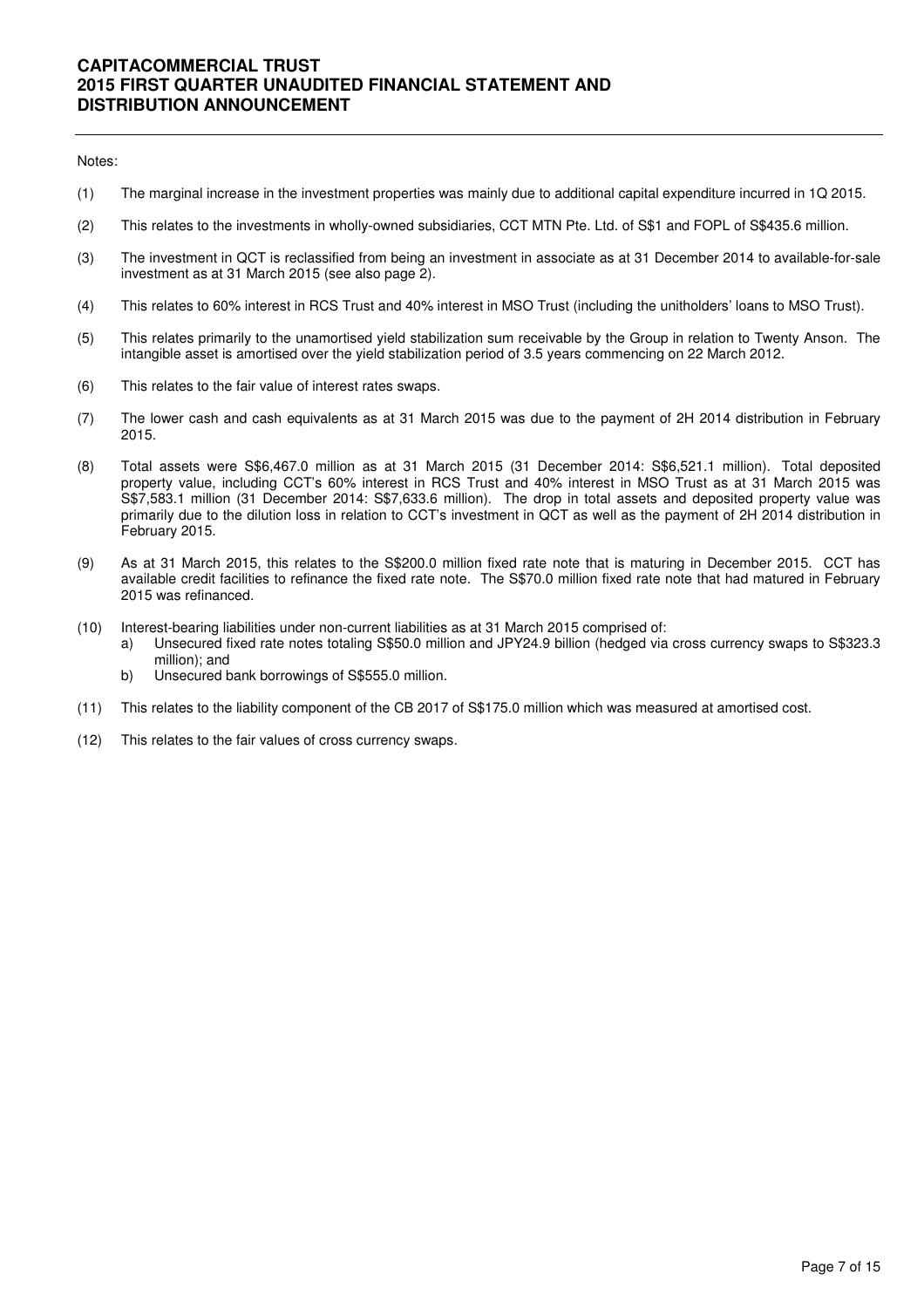Notes:

(1) The marginal increase in the investment properties was mainly due to additional capital expenditure incurred in 1Q 2015.

(2) This relates to the investments in wholly-owned subsidiaries, CCT MTN Pte. Ltd. of S$1 and FOPL of S$435.6 million.

(3) The investment in QCT is reclassified from being an investment in associate as at 31 December 2014 to available-for-sale investment as at 31 March 2015 (see also page 2).

(4) This relates to 60% interest in RCS Trust and 40% interest in MSO Trust (including the unitholders' loans to MSO Trust).

(5) This relates primarily to the unamortised yield stabilization sum receivable by the Group in relation to Twenty Anson. The intangible asset is amortised over the yield stabilization period of 3.5 years commencing on 22 March 2012.

(6) This relates to the fair value of interest rates swaps.

(7) The lower cash and cash equivalents as at 31 March 2015 was due to the payment of 2H 2014 distribution in February 2015.

(8) Total assets were S$6,467.0 million as at 31 March 2015 (31 December 2014: S$6,521.1 million). Total deposited property value, including CCT's 60% interest in RCS Trust and 40% interest in MSO Trust as at 31 March 2015 was S$7,583.1 million (31 December 2014: S$7,633.6 million). The drop in total assets and deposited property value was primarily due to the dilution loss in relation to CCT's investment in QCT as well as the payment of 2H 2014 distribution in February 2015.

(9) As at 31 March 2015, this relates to the S$200.0 million fixed rate note that is maturing in December 2015. CCT has available credit facilities to refinance the fixed rate note. The S$70.0 million fixed rate note that had matured in February 2015 was refinanced.

(10) Interest-bearing liabilities under non-current liabilities as at 31 March 2015 comprised of:
   a) Unsecured fixed rate notes totaling S$50.0 million and JPY24.9 billion (hedged via cross currency swaps to S$323.3 million); and
   b) Unsecured bank borrowings of S$555.0 million.

(11) This relates to the liability component of the CB 2017 of S$175.0 million which was measured at amortised cost.

(12) This relates to the fair values of cross currency swaps.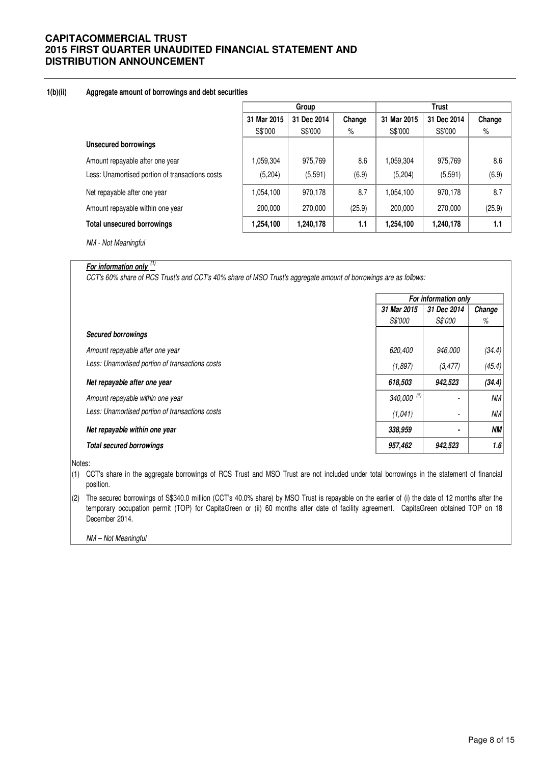#### 1(b)(ii) Aggregate amount of borrowings and debt securities

| | Group | | | Trust | | |
|---|---|---|---|---|---|---|
| | 31 Mar 2015 | 31 Dec 2014 | Change | 31 Mar 2015 | 31 Dec 2014 | Change |
| | S$'000 | S$'000 | % | S$'000 | S$'000 | % |
| **Unsecured borrowings** | | | | | | |
| Amount repayable after one year | 1,059,304 | 975,769 | 8.6 | 1,059,304 | 975,769 | 8.6 |
| Less: Unamortised portion of transactions costs | (5,204) | (5,591) | (6.9) | (5,204) | (5,591) | (6.9) |
| Net repayable after one year | 1,054,100 | 970,178 | 8.7 | 1,054,100 | 970,178 | 8.7 |
| Amount repayable within one year | 200,000 | 270,000 | (25.9) | 200,000 | 270,000 | (25.9) |
| **Total unsecured borrowings** | **1,254,100** | **1,240,178** | **1.1** | **1,254,100** | **1,240,178** | **1.1** |

*NM - Not Meaningful*

***For information only*** [(1)]

*CCT's 60% share of RCS Trust's and CCT's 40% share of MSO Trust's aggregate amount of borrowings are as follows:*

| | *For information only* | | |
|---|---|---|---|
| | *31 Mar 2015* | *31 Dec 2014* | *Change* |
| | *S$'000* | *S$'000* | *%* |
| ***Secured borrowings*** | | | |
| *Amount repayable after one year* | *620,400* | *946,000* | *(34.4)* |
| *Less: Unamortised portion of transactions costs* | *(1,897)* | *(3,477)* | *(45.4)* |
| ***Net repayable after one year*** | ***618,503*** | ***942,523*** | ***(34.4)*** |
| *Amount repayable within one year* | *340,000* [(2)] | *-* | *NM* |
| *Less: Unamortised portion of transactions costs* | *(1,041)* | *-* | *NM* |
| ***Net repayable within one year*** | ***338,959*** | ***-*** | ***NM*** |
| ***Total secured borrowings*** | ***957,462*** | ***942,523*** | ***1.6*** |

Notes:

(1) CCT's share in the aggregate borrowings of RCS Trust and MSO Trust are not included under total borrowings in the statement of financial position.

(2) The secured borrowings of S$340.0 million (CCT's 40.0% share) by MSO Trust is repayable on the earlier of (i) the date of 12 months after the temporary occupation permit (TOP) for CapitaGreen or (ii) 60 months after date of facility agreement. CapitaGreen obtained TOP on 18 December 2014.

*NM – Not Meaningful*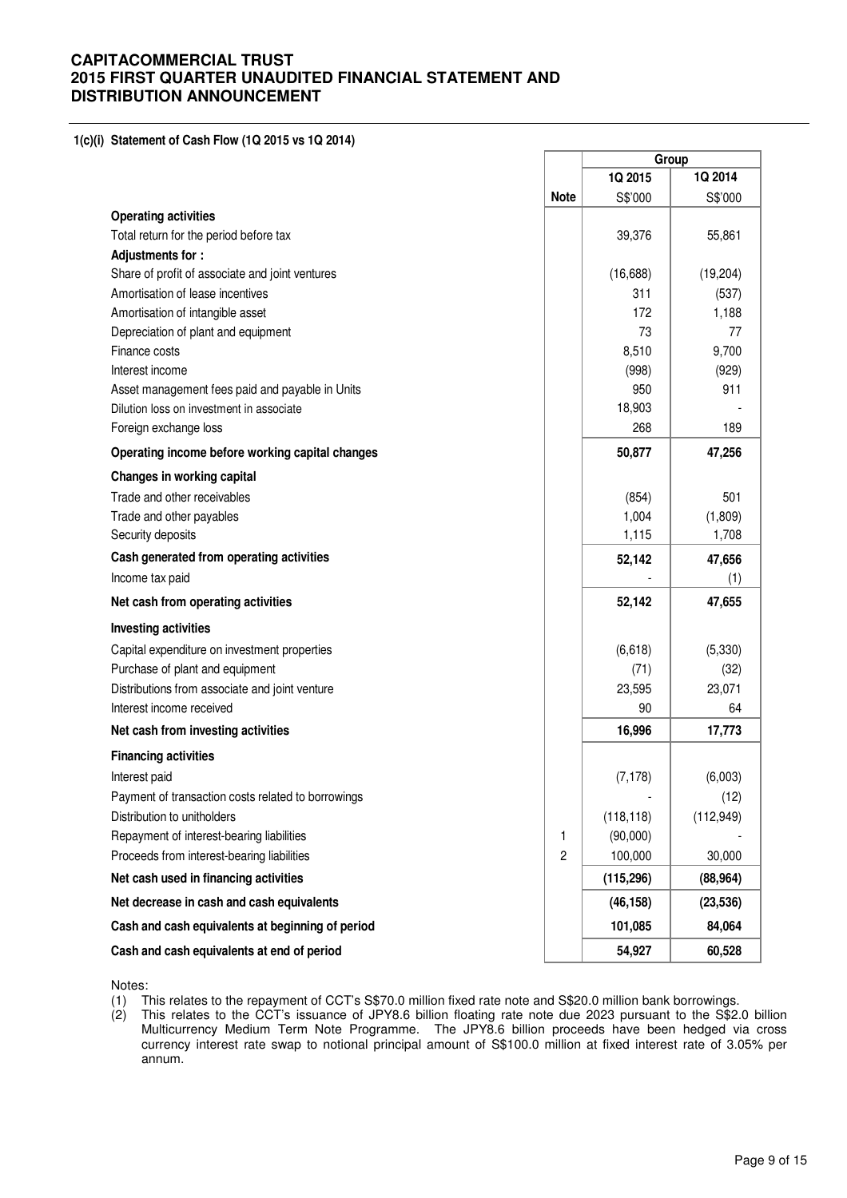**CAPITACOMMERCIAL TRUST**
**2015 FIRST QUARTER UNAUDITED FINANCIAL STATEMENT AND DISTRIBUTION ANNOUNCEMENT**

### 1(c)(i) Statement of Cash Flow (1Q 2015 vs 1Q 2014)

| | | Group | |
|---|---|---|---|
| | | 1Q 2015 | 1Q 2014 |
| | Note | S$'000 | S$'000 |
| **Operating activities** | | | |
| Total return for the period before tax | | 39,376 | 55,861 |
| **Adjustments for :** | | | |
| Share of profit of associate and joint ventures | | (16,688) | (19,204) |
| Amortisation of lease incentives | | 311 | (537) |
| Amortisation of intangible asset | | 172 | 1,188 |
| Depreciation of plant and equipment | | 73 | 77 |
| Finance costs | | 8,510 | 9,700 |
| Interest income | | (998) | (929) |
| Asset management fees paid and payable in Units | | 950 | 911 |
| Dilution loss on investment in associate | | 18,903 | - |
| Foreign exchange loss | | 268 | 189 |
| **Operating income before working capital changes** | | **50,877** | **47,256** |
| **Changes in working capital** | | | |
| Trade and other receivables | | (854) | 501 |
| Trade and other payables | | 1,004 | (1,809) |
| Security deposits | | 1,115 | 1,708 |
| **Cash generated from operating activities** | | **52,142** | **47,656** |
| Income tax paid | | - | (1) |
| **Net cash from operating activities** | | **52,142** | **47,655** |
| **Investing activities** | | | |
| Capital expenditure on investment properties | | (6,618) | (5,330) |
| Purchase of plant and equipment | | (71) | (32) |
| Distributions from associate and joint venture | | 23,595 | 23,071 |
| Interest income received | | 90 | 64 |
| **Net cash from investing activities** | | **16,996** | **17,773** |
| **Financing activities** | | | |
| Interest paid | | (7,178) | (6,003) |
| Payment of transaction costs related to borrowings | | - | (12) |
| Distribution to unitholders | | (118,118) | (112,949) |
| Repayment of interest-bearing liabilities | 1 | (90,000) | - |
| Proceeds from interest-bearing liabilities | 2 | 100,000 | 30,000 |
| **Net cash used in financing activities** | | **(115,296)** | **(88,964)** |
| **Net decrease in cash and cash equivalents** | | **(46,158)** | **(23,536)** |
| **Cash and cash equivalents at beginning of period** | | **101,085** | **84,064** |
| **Cash and cash equivalents at end of period** | | **54,927** | **60,528** |

Notes:

(1) This relates to the repayment of CCT's S$70.0 million fixed rate note and S$20.0 million bank borrowings.

(2) This relates to the CCT's issuance of JPY8.6 billion floating rate note due 2023 pursuant to the S$2.0 billion Multicurrency Medium Term Note Programme. The JPY8.6 billion proceeds have been hedged via cross currency interest rate swap to notional principal amount of S$100.0 million at fixed interest rate of 3.05% per annum.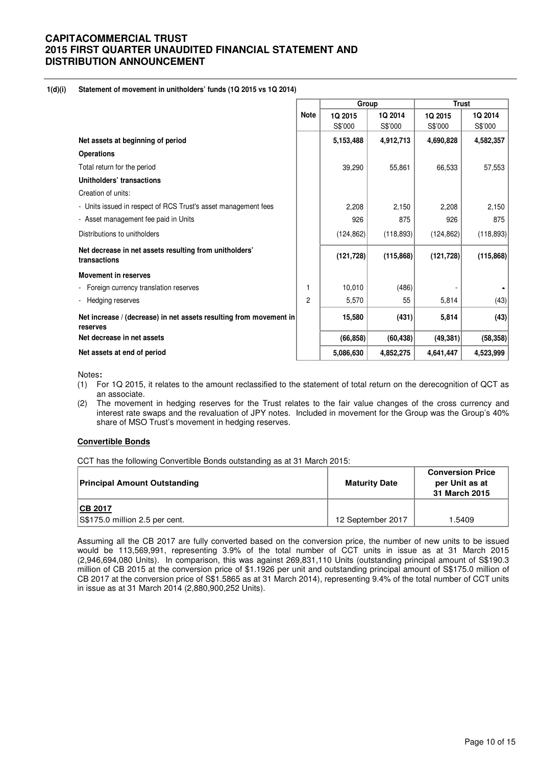#### 1(d)(i) Statement of movement in unitholders' funds (1Q 2015 vs 1Q 2014)

| | Note | Group | | Trust | |
|---|---|---|---|---|---|
| | | 1Q 2015 S$'000 | 1Q 2014 S$'000 | 1Q 2015 S$'000 | 1Q 2014 S$'000 |
| **Net assets at beginning of period** | | **5,153,488** | **4,912,713** | **4,690,828** | **4,582,357** |
| **Operations** | | | | | |
| Total return for the period | | 39,290 | 55,861 | 66,533 | 57,553 |
| **Unitholders' transactions** | | | | | |
| Creation of units: | | | | | |
| - Units issued in respect of RCS Trust's asset management fees | | 2,208 | 2,150 | 2,208 | 2,150 |
| - Asset management fee paid in Units | | 926 | 875 | 926 | 875 |
| Distributions to unitholders | | (124,862) | (118,893) | (124,862) | (118,893) |
| **Net decrease in net assets resulting from unitholders' transactions** | | **(121,728)** | **(115,868)** | **(121,728)** | **(115,868)** |
| **Movement in reserves** | | | | | |
| - Foreign currency translation reserves | 1 | 10,010 | (486) | - | - |
| - Hedging reserves | 2 | 5,570 | 55 | 5,814 | (43) |
| **Net increase / (decrease) in net assets resulting from movement in reserves** | | **15,580** | **(431)** | **5,814** | **(43)** |
| **Net decrease in net assets** | | **(66,858)** | **(60,438)** | **(49,381)** | **(58,358)** |
| **Net assets at end of period** | | **5,086,630** | **4,852,275** | **4,641,447** | **4,523,999** |

Notes**:**

(1) For 1Q 2015, it relates to the amount reclassified to the statement of total return on the derecognition of QCT as an associate.

(2) The movement in hedging reserves for the Trust relates to the fair value changes of the cross currency and interest rate swaps and the revaluation of JPY notes. Included in movement for the Group was the Group's 40% share of MSO Trust's movement in hedging reserves.

**Convertible Bonds**

CCT has the following Convertible Bonds outstanding as at 31 March 2015:

| Principal Amount Outstanding | Maturity Date | Conversion Price per Unit as at 31 March 2015 |
|---|---|---|
| **CB 2017** | | |
| S$175.0 million 2.5 per cent. | 12 September 2017 | 1.5409 |

Assuming all the CB 2017 are fully converted based on the conversion price, the number of new units to be issued would be 113,569,991, representing 3.9% of the total number of CCT units in issue as at 31 March 2015 (2,946,694,080 Units). In comparison, this was against 269,831,110 Units (outstanding principal amount of S$190.3 million of CB 2015 at the conversion price of $1.1926 per unit and outstanding principal amount of S$175.0 million of CB 2017 at the conversion price of S$1.5865 as at 31 March 2014), representing 9.4% of the total number of CCT units in issue as at 31 March 2014 (2,880,900,252 Units).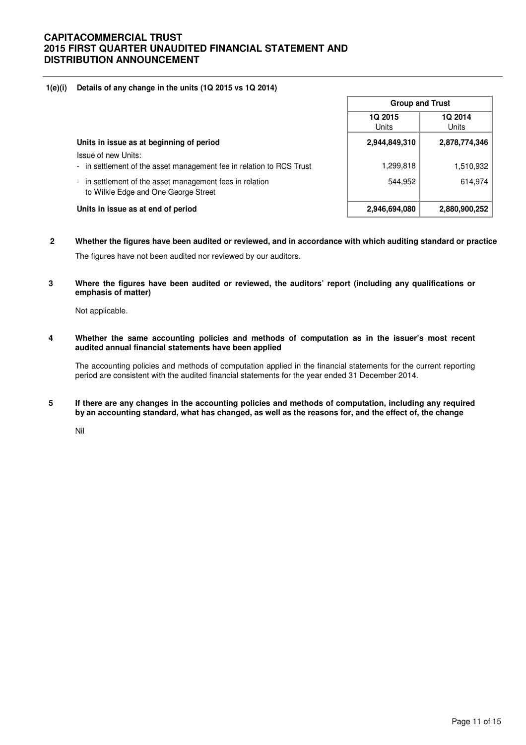**1(e)(i) Details of any change in the units (1Q 2015 vs 1Q 2014)**

| | Group and Trust | |
|---|---|---|
| | 1Q 2015 Units | 1Q 2014 Units |
| **Units in issue as at beginning of period** | **2,944,849,310** | **2,878,774,346** |
| Issue of new Units: | | |
| - in settlement of the asset management fee in relation to RCS Trust | 1,299,818 | 1,510,932 |
| - in settlement of the asset management fees in relation to Wilkie Edge and One George Street | 544,952 | 614,974 |
| **Units in issue as at end of period** | **2,946,694,080** | **2,880,900,252** |

**2 Whether the figures have been audited or reviewed, and in accordance with which auditing standard or practice**

The figures have not been audited nor reviewed by our auditors.

**3 Where the figures have been audited or reviewed, the auditors' report (including any qualifications or emphasis of matter)**

Not applicable.

**4 Whether the same accounting policies and methods of computation as in the issuer's most recent audited annual financial statements have been applied**

The accounting policies and methods of computation applied in the financial statements for the current reporting period are consistent with the audited financial statements for the year ended 31 December 2014.

**5 If there are any changes in the accounting policies and methods of computation, including any required by an accounting standard, what has changed, as well as the reasons for, and the effect of, the change**

Nil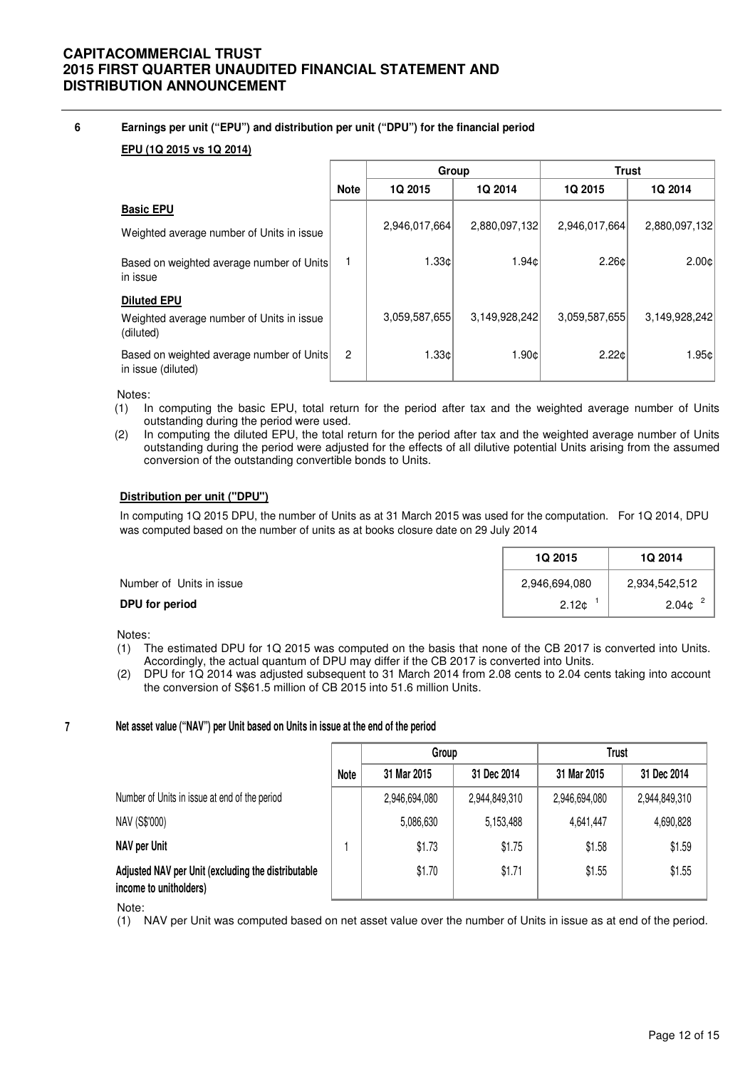## 6 Earnings per unit ("EPU") and distribution per unit ("DPU") for the financial period

**EPU (1Q 2015 vs 1Q 2014)**

| | Note | Group | | Trust | |
|---|---|---|---|---|---|
| | | 1Q 2015 | 1Q 2014 | 1Q 2015 | 1Q 2014 |
| **Basic EPU** | | | | | |
| Weighted average number of Units in issue | | 2,946,017,664 | 2,880,097,132 | 2,946,017,664 | 2,880,097,132 |
| Based on weighted average number of Units in issue | 1 | 1.33¢ | 1.94¢ | 2.26¢ | 2.00¢ |
| **Diluted EPU** | | | | | |
| Weighted average number of Units in issue (diluted) | | 3,059,587,655 | 3,149,928,242 | 3,059,587,655 | 3,149,928,242 |
| Based on weighted average number of Units in issue (diluted) | 2 | 1.33¢ | 1.90¢ | 2.22¢ | 1.95¢ |

Notes:

(1) In computing the basic EPU, total return for the period after tax and the weighted average number of Units outstanding during the period were used.

(2) In computing the diluted EPU, the total return for the period after tax and the weighted average number of Units outstanding during the period were adjusted for the effects of all dilutive potential Units arising from the assumed conversion of the outstanding convertible bonds to Units.

**Distribution per unit ("DPU")**

In computing 1Q 2015 DPU, the number of Units as at 31 March 2015 was used for the computation. For 1Q 2014, DPU was computed based on the number of units as at books closure date on 29 July 2014

| | 1Q 2015 | 1Q 2014 |
|---|---|---|
| Number of Units in issue | 2,946,694,080 | 2,934,542,512 |
| **DPU for period** | 2.12¢ [1] | 2.04¢ [2] |

Notes:

(1) The estimated DPU for 1Q 2015 was computed on the basis that none of the CB 2017 is converted into Units. Accordingly, the actual quantum of DPU may differ if the CB 2017 is converted into Units.

(2) DPU for 1Q 2014 was adjusted subsequent to 31 March 2014 from 2.08 cents to 2.04 cents taking into account the conversion of S$61.5 million of CB 2015 into 51.6 million Units.

## 7 Net asset value ("NAV") per Unit based on Units in issue at the end of the period

| | Note | Group | | Trust | |
|---|---|---|---|---|---|
| | | 31 Mar 2015 | 31 Dec 2014 | 31 Mar 2015 | 31 Dec 2014 |
| Number of Units in issue at end of the period | | 2,946,694,080 | 2,944,849,310 | 2,946,694,080 | 2,944,849,310 |
| NAV (S$'000) | | 5,086,630 | 5,153,488 | 4,641,447 | 4,690,828 |
| **NAV per Unit** | 1 | $1.73 | $1.75 | $1.58 | $1.59 |
| **Adjusted NAV per Unit (excluding the distributable income to unitholders)** | | $1.70 | $1.71 | $1.55 | $1.55 |

Note:

(1) NAV per Unit was computed based on net asset value over the number of Units in issue as at end of the period.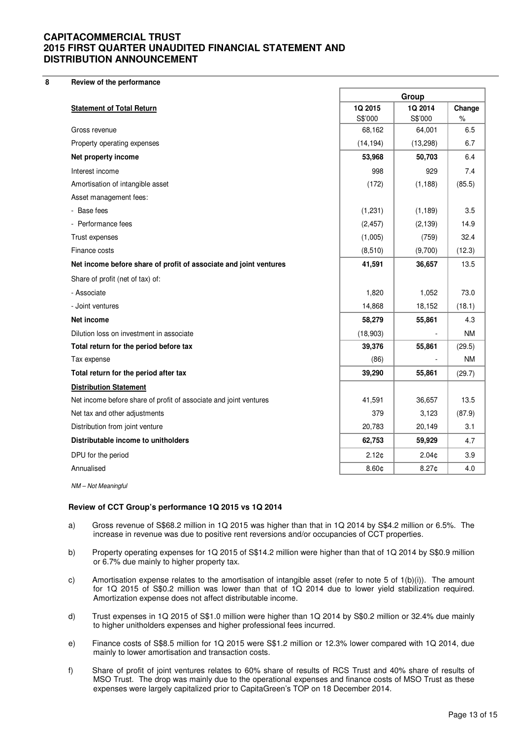## 8 Review of the performance

| Statement of Total Return | Group | | |
|---|---|---|---|
| | 1Q 2015 | 1Q 2014 | Change |
| | S$'000 | S$'000 | % |
| Gross revenue | 68,162 | 64,001 | 6.5 |
| Property operating expenses | (14,194) | (13,298) | 6.7 |
| **Net property income** | **53,968** | **50,703** | 6.4 |
| Interest income | 998 | 929 | 7.4 |
| Amortisation of intangible asset | (172) | (1,188) | (85.5) |
| Asset management fees: | | | |
| - Base fees | (1,231) | (1,189) | 3.5 |
| - Performance fees | (2,457) | (2,139) | 14.9 |
| Trust expenses | (1,005) | (759) | 32.4 |
| Finance costs | (8,510) | (9,700) | (12.3) |
| **Net income before share of profit of associate and joint ventures** | **41,591** | **36,657** | 13.5 |
| Share of profit (net of tax) of: | | | |
| - Associate | 1,820 | 1,052 | 73.0 |
| - Joint ventures | 14,868 | 18,152 | (18.1) |
| **Net income** | **58,279** | **55,861** | 4.3 |
| Dilution loss on investment in associate | (18,903) | - | NM |
| **Total return for the period before tax** | **39,376** | **55,861** | (29.5) |
| Tax expense | (86) | - | NM |
| **Total return for the period after tax** | **39,290** | **55,861** | (29.7) |
| **Distribution Statement** | | | |
| Net income before share of profit of associate and joint ventures | 41,591 | 36,657 | 13.5 |
| Net tax and other adjustments | 379 | 3,123 | (87.9) |
| Distribution from joint venture | 20,783 | 20,149 | 3.1 |
| **Distributable income to unitholders** | **62,753** | **59,929** | 4.7 |
| DPU for the period | 2.12¢ | 2.04¢ | 3.9 |
| Annualised | 8.60¢ | 8.27¢ | 4.0 |

*NM – Not Meaningful*

### Review of CCT Group's performance 1Q 2015 vs 1Q 2014

a) Gross revenue of S$68.2 million in 1Q 2015 was higher than that in 1Q 2014 by S$4.2 million or 6.5%. The increase in revenue was due to positive rent reversions and/or occupancies of CCT properties.

b) Property operating expenses for 1Q 2015 of S$14.2 million were higher than that of 1Q 2014 by S$0.9 million or 6.7% due mainly to higher property tax.

c) Amortisation expense relates to the amortisation of intangible asset (refer to note 5 of 1(b)(i)). The amount for 1Q 2015 of S$0.2 million was lower than that of 1Q 2014 due to lower yield stabilization required. Amortization expense does not affect distributable income.

d) Trust expenses in 1Q 2015 of S$1.0 million were higher than 1Q 2014 by S$0.2 million or 32.4% due mainly to higher unitholders expenses and higher professional fees incurred.

e) Finance costs of S$8.5 million for 1Q 2015 were S$1.2 million or 12.3% lower compared with 1Q 2014, due mainly to lower amortisation and transaction costs.

f) Share of profit of joint ventures relates to 60% share of results of RCS Trust and 40% share of results of MSO Trust. The drop was mainly due to the operational expenses and finance costs of MSO Trust as these expenses were largely capitalized prior to CapitaGreen's TOP on 18 December 2014.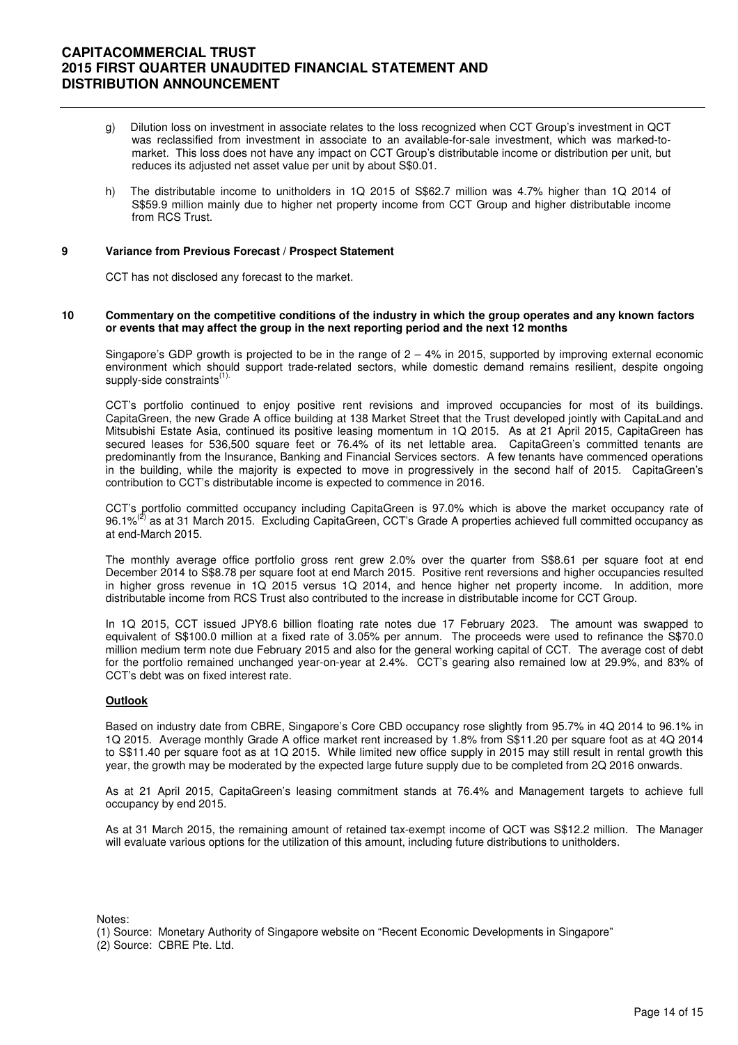g) Dilution loss on investment in associate relates to the loss recognized when CCT Group's investment in QCT was reclassified from investment in associate to an available-for-sale investment, which was marked-to-market. This loss does not have any impact on CCT Group's distributable income or distribution per unit, but reduces its adjusted net asset value per unit by about S$0.01.

h) The distributable income to unitholders in 1Q 2015 of S$62.7 million was 4.7% higher than 1Q 2014 of S$59.9 million mainly due to higher net property income from CCT Group and higher distributable income from RCS Trust.

## 9 Variance from Previous Forecast / Prospect Statement

CCT has not disclosed any forecast to the market.

## 10 Commentary on the competitive conditions of the industry in which the group operates and any known factors or events that may affect the group in the next reporting period and the next 12 months

Singapore's GDP growth is projected to be in the range of 2 – 4% in 2015, supported by improving external economic environment which should support trade-related sectors, while domestic demand remains resilient, despite ongoing supply-side constraints[1].

CCT's portfolio continued to enjoy positive rent revisions and improved occupancies for most of its buildings. CapitaGreen, the new Grade A office building at 138 Market Street that the Trust developed jointly with CapitaLand and Mitsubishi Estate Asia, continued its positive leasing momentum in 1Q 2015. As at 21 April 2015, CapitaGreen has secured leases for 536,500 square feet or 76.4% of its net lettable area. CapitaGreen's committed tenants are predominantly from the Insurance, Banking and Financial Services sectors. A few tenants have commenced operations in the building, while the majority is expected to move in progressively in the second half of 2015. CapitaGreen's contribution to CCT's distributable income is expected to commence in 2016.

CCT's portfolio committed occupancy including CapitaGreen is 97.0% which is above the market occupancy rate of 96.1%[2] as at 31 March 2015. Excluding CapitaGreen, CCT's Grade A properties achieved full committed occupancy as at end-March 2015.

The monthly average office portfolio gross rent grew 2.0% over the quarter from S$8.61 per square foot at end December 2014 to S$8.78 per square foot at end March 2015. Positive rent reversions and higher occupancies resulted in higher gross revenue in 1Q 2015 versus 1Q 2014, and hence higher net property income. In addition, more distributable income from RCS Trust also contributed to the increase in distributable income for CCT Group.

In 1Q 2015, CCT issued JPY8.6 billion floating rate notes due 17 February 2023. The amount was swapped to equivalent of S$100.0 million at a fixed rate of 3.05% per annum. The proceeds were used to refinance the S$70.0 million medium term note due February 2015 and also for the general working capital of CCT. The average cost of debt for the portfolio remained unchanged year-on-year at 2.4%. CCT's gearing also remained low at 29.9%, and 83% of CCT's debt was on fixed interest rate.

**Outlook**

Based on industry date from CBRE, Singapore's Core CBD occupancy rose slightly from 95.7% in 4Q 2014 to 96.1% in 1Q 2015. Average monthly Grade A office market rent increased by 1.8% from S$11.20 per square foot as at 4Q 2014 to S$11.40 per square foot as at 1Q 2015. While limited new office supply in 2015 may still result in rental growth this year, the growth may be moderated by the expected large future supply due to be completed from 2Q 2016 onwards.

As at 21 April 2015, CapitaGreen's leasing commitment stands at 76.4% and Management targets to achieve full occupancy by end 2015.

As at 31 March 2015, the remaining amount of retained tax-exempt income of QCT was S$12.2 million. The Manager will evaluate various options for the utilization of this amount, including future distributions to unitholders.

Notes:
(1) Source: Monetary Authority of Singapore website on "Recent Economic Developments in Singapore"
(2) Source: CBRE Pte. Ltd.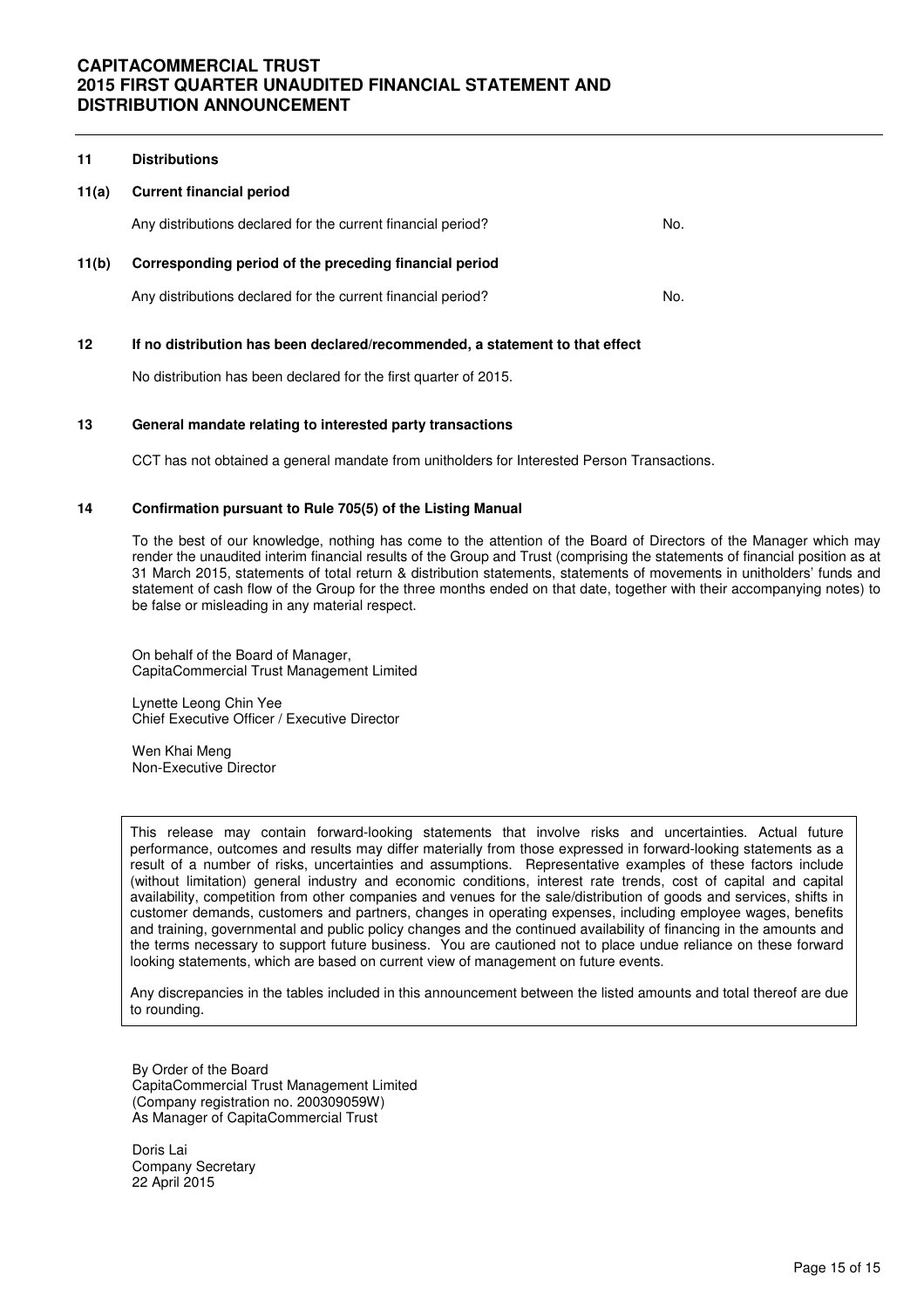## 11 Distributions

### 11(a) Current financial period

| | |
|---|---|
| Any distributions declared for the current financial period? | No. |

### 11(b) Corresponding period of the preceding financial period

| | |
|---|---|
| Any distributions declared for the current financial period? | No. |

## 12 If no distribution has been declared/recommended, a statement to that effect

No distribution has been declared for the first quarter of 2015.

## 13 General mandate relating to interested party transactions

CCT has not obtained a general mandate from unitholders for Interested Person Transactions.

## 14 Confirmation pursuant to Rule 705(5) of the Listing Manual

To the best of our knowledge, nothing has come to the attention of the Board of Directors of the Manager which may render the unaudited interim financial results of the Group and Trust (comprising the statements of financial position as at 31 March 2015, statements of total return & distribution statements, statements of movements in unitholders' funds and statement of cash flow of the Group for the three months ended on that date, together with their accompanying notes) to be false or misleading in any material respect.

On behalf of the Board of Manager,
CapitaCommercial Trust Management Limited

Lynette Leong Chin Yee
Chief Executive Officer / Executive Director

Wen Khai Meng
Non-Executive Director

This release may contain forward-looking statements that involve risks and uncertainties. Actual future performance, outcomes and results may differ materially from those expressed in forward-looking statements as a result of a number of risks, uncertainties and assumptions. Representative examples of these factors include (without limitation) general industry and economic conditions, interest rate trends, cost of capital and capital availability, competition from other companies and venues for the sale/distribution of goods and services, shifts in customer demands, customers and partners, changes in operating expenses, including employee wages, benefits and training, governmental and public policy changes and the continued availability of financing in the amounts and the terms necessary to support future business. You are cautioned not to place undue reliance on these forward looking statements, which are based on current view of management on future events.

Any discrepancies in the tables included in this announcement between the listed amounts and total thereof are due to rounding.

By Order of the Board
CapitaCommercial Trust Management Limited
(Company registration no. 200309059W)
As Manager of CapitaCommercial Trust

Doris Lai
Company Secretary
22 April 2015